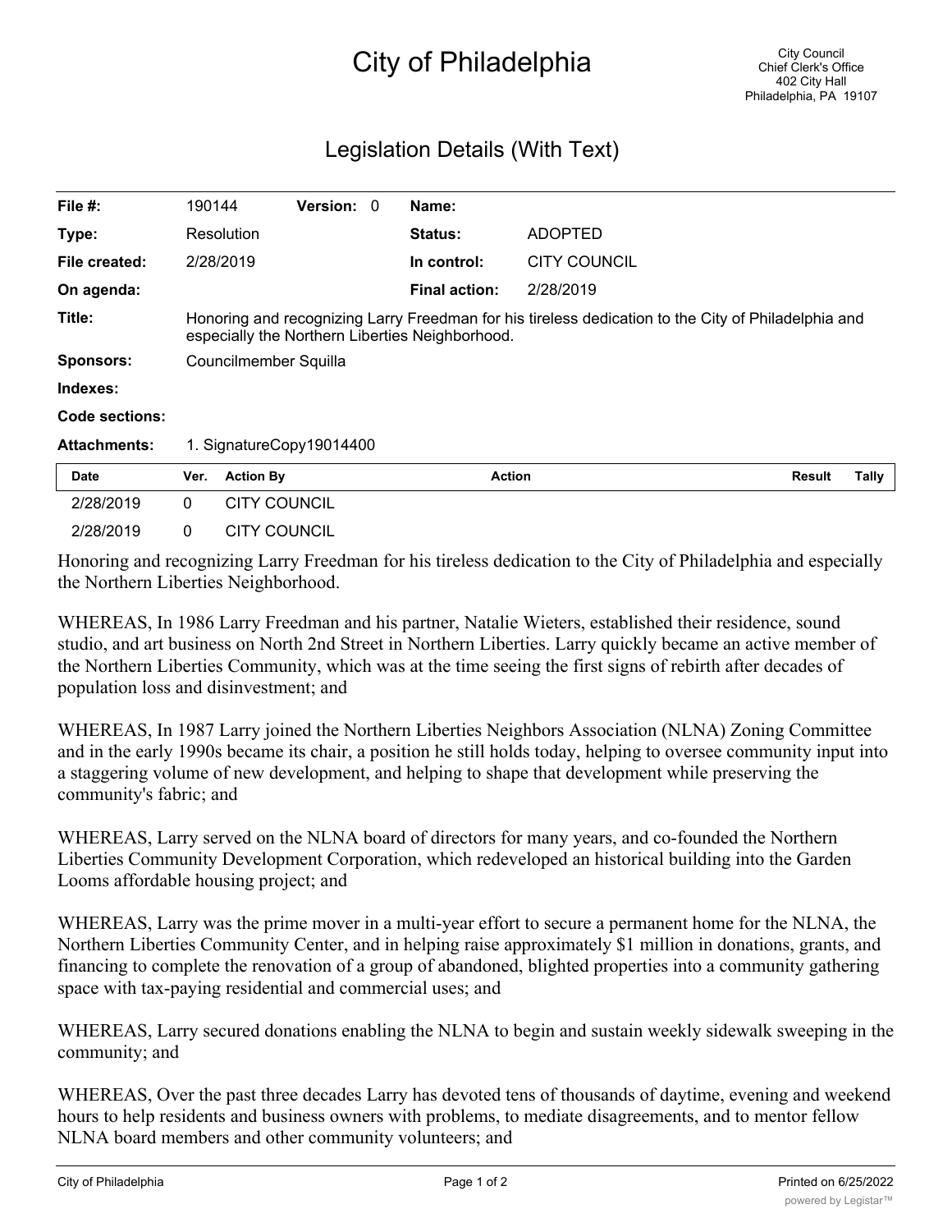# City of Philadelphia

City Council
Chief Clerk's Office
402 City Hall
Philadelphia, PA 19107

## Legislation Details (With Text)

| | | | |
|---|---|---|---|
| **File #:** | 190144 **Version:** 0 | **Name:** | |
| **Type:** | Resolution | **Status:** | ADOPTED |
| **File created:** | 2/28/2019 | **In control:** | CITY COUNCIL |
| **On agenda:** | | **Final action:** | 2/28/2019 |
| **Title:** | Honoring and recognizing Larry Freedman for his tireless dedication to the City of Philadelphia and especially the Northern Liberties Neighborhood. | | |
| **Sponsors:** | Councilmember Squilla | | |
| **Indexes:** | | | |
| **Code sections:** | | | |
| **Attachments:** | 1. SignatureCopy19014400 | | |

| Date | Ver. | Action By | Action | Result | Tally |
|---|---|---|---|---|---|
| 2/28/2019 | 0 | CITY COUNCIL | | | |
| 2/28/2019 | 0 | CITY COUNCIL | | | |

Honoring and recognizing Larry Freedman for his tireless dedication to the City of Philadelphia and especially the Northern Liberties Neighborhood.

WHEREAS, In 1986 Larry Freedman and his partner, Natalie Wieters, established their residence, sound studio, and art business on North 2nd Street in Northern Liberties. Larry quickly became an active member of the Northern Liberties Community, which was at the time seeing the first signs of rebirth after decades of population loss and disinvestment; and

WHEREAS, In 1987 Larry joined the Northern Liberties Neighbors Association (NLNA) Zoning Committee and in the early 1990s became its chair, a position he still holds today, helping to oversee community input into a staggering volume of new development, and helping to shape that development while preserving the community's fabric; and

WHEREAS, Larry served on the NLNA board of directors for many years, and co-founded the Northern Liberties Community Development Corporation, which redeveloped an historical building into the Garden Looms affordable housing project; and

WHEREAS, Larry was the prime mover in a multi-year effort to secure a permanent home for the NLNA, the Northern Liberties Community Center, and in helping raise approximately $1 million in donations, grants, and financing to complete the renovation of a group of abandoned, blighted properties into a community gathering space with tax-paying residential and commercial uses; and

WHEREAS, Larry secured donations enabling the NLNA to begin and sustain weekly sidewalk sweeping in the community; and

WHEREAS, Over the past three decades Larry has devoted tens of thousands of daytime, evening and weekend hours to help residents and business owners with problems, to mediate disagreements, and to mentor fellow NLNA board members and other community volunteers; and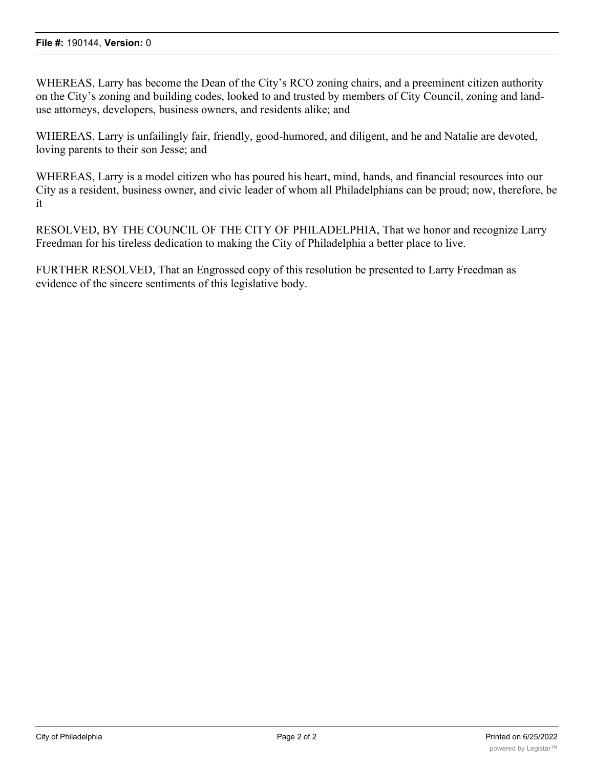WHEREAS, Larry has become the Dean of the City's RCO zoning chairs, and a preeminent citizen authority on the City's zoning and building codes, looked to and trusted by members of City Council, zoning and land-use attorneys, developers, business owners, and residents alike; and

WHEREAS, Larry is unfailingly fair, friendly, good-humored, and diligent, and he and Natalie are devoted, loving parents to their son Jesse; and

WHEREAS, Larry is a model citizen who has poured his heart, mind, hands, and financial resources into our City as a resident, business owner, and civic leader of whom all Philadelphians can be proud; now, therefore, be it

RESOLVED, BY THE COUNCIL OF THE CITY OF PHILADELPHIA, That we honor and recognize Larry Freedman for his tireless dedication to making the City of Philadelphia a better place to live.

FURTHER RESOLVED, That an Engrossed copy of this resolution be presented to Larry Freedman as evidence of the sincere sentiments of this legislative body.